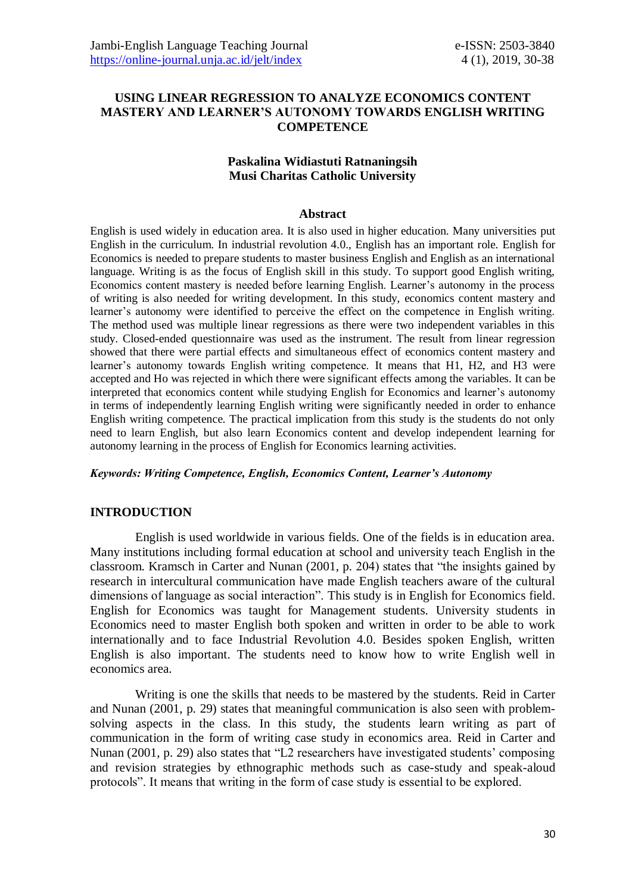# USING LINEAR REGRESSION TO ANALYZE ECONOMICS CONTENT MASTERY AND LEARNER'S AUTONOMY TOWARDS ENGLISH WRITING COMPETENCE

**Paskalina Widiastuti Ratnaningsih**
**Musi Charitas Catholic University**

## Abstract

English is used widely in education area. It is also used in higher education. Many universities put English in the curriculum. In industrial revolution 4.0., English has an important role. English for Economics is needed to prepare students to master business English and English as an international language. Writing is as the focus of English skill in this study. To support good English writing, Economics content mastery is needed before learning English. Learner's autonomy in the process of writing is also needed for writing development. In this study, economics content mastery and learner's autonomy were identified to perceive the effect on the competence in English writing. The method used was multiple linear regressions as there were two independent variables in this study. Closed-ended questionnaire was used as the instrument. The result from linear regression showed that there were partial effects and simultaneous effect of economics content mastery and learner's autonomy towards English writing competence. It means that H1, H2, and H3 were accepted and Ho was rejected in which there were significant effects among the variables. It can be interpreted that economics content while studying English for Economics and learner's autonomy in terms of independently learning English writing were significantly needed in order to enhance English writing competence. The practical implication from this study is the students do not only need to learn English, but also learn Economics content and develop independent learning for autonomy learning in the process of English for Economics learning activities.

***Keywords: Writing Competence, English, Economics Content, Learner's Autonomy***

## INTRODUCTION

English is used worldwide in various fields. One of the fields is in education area. Many institutions including formal education at school and university teach English in the classroom. Kramsch in Carter and Nunan (2001, p. 204) states that "the insights gained by research in intercultural communication have made English teachers aware of the cultural dimensions of language as social interaction". This study is in English for Economics field. English for Economics was taught for Management students. University students in Economics need to master English both spoken and written in order to be able to work internationally and to face Industrial Revolution 4.0. Besides spoken English, written English is also important. The students need to know how to write English well in economics area.

Writing is one the skills that needs to be mastered by the students. Reid in Carter and Nunan (2001, p. 29) states that meaningful communication is also seen with problem-solving aspects in the class. In this study, the students learn writing as part of communication in the form of writing case study in economics area. Reid in Carter and Nunan (2001, p. 29) also states that "L2 researchers have investigated students' composing and revision strategies by ethnographic methods such as case-study and speak-aloud protocols". It means that writing in the form of case study is essential to be explored.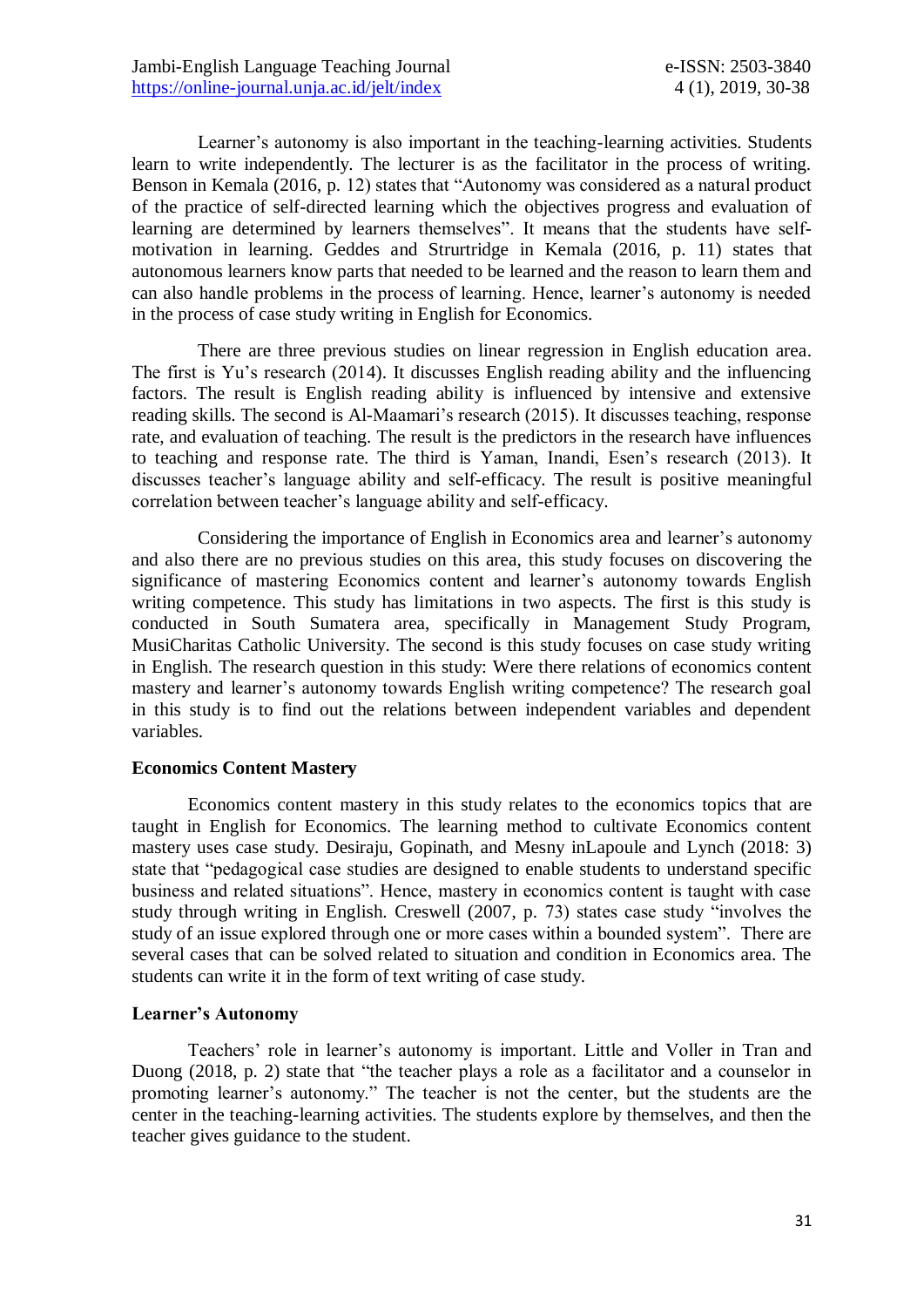Learner's autonomy is also important in the teaching-learning activities. Students learn to write independently. The lecturer is as the facilitator in the process of writing. Benson in Kemala (2016, p. 12) states that "Autonomy was considered as a natural product of the practice of self-directed learning which the objectives progress and evaluation of learning are determined by learners themselves". It means that the students have self-motivation in learning. Geddes and Strurtridge in Kemala (2016, p. 11) states that autonomous learners know parts that needed to be learned and the reason to learn them and can also handle problems in the process of learning. Hence, learner's autonomy is needed in the process of case study writing in English for Economics.

There are three previous studies on linear regression in English education area. The first is Yu's research (2014). It discusses English reading ability and the influencing factors. The result is English reading ability is influenced by intensive and extensive reading skills. The second is Al-Maamari's research (2015). It discusses teaching, response rate, and evaluation of teaching. The result is the predictors in the research have influences to teaching and response rate. The third is Yaman, Inandi, Esen's research (2013). It discusses teacher's language ability and self-efficacy. The result is positive meaningful correlation between teacher's language ability and self-efficacy.

Considering the importance of English in Economics area and learner's autonomy and also there are no previous studies on this area, this study focuses on discovering the significance of mastering Economics content and learner's autonomy towards English writing competence. This study has limitations in two aspects. The first is this study is conducted in South Sumatera area, specifically in Management Study Program, MusiCharitas Catholic University. The second is this study focuses on case study writing in English. The research question in this study: Were there relations of economics content mastery and learner's autonomy towards English writing competence? The research goal in this study is to find out the relations between independent variables and dependent variables.

**Economics Content Mastery**

Economics content mastery in this study relates to the economics topics that are taught in English for Economics. The learning method to cultivate Economics content mastery uses case study. Desiraju, Gopinath, and Mesny inLapoule and Lynch (2018: 3) state that "pedagogical case studies are designed to enable students to understand specific business and related situations". Hence, mastery in economics content is taught with case study through writing in English. Creswell (2007, p. 73) states case study "involves the study of an issue explored through one or more cases within a bounded system". There are several cases that can be solved related to situation and condition in Economics area. The students can write it in the form of text writing of case study.

**Learner's Autonomy**

Teachers' role in learner's autonomy is important. Little and Voller in Tran and Duong (2018, p. 2) state that "the teacher plays a role as a facilitator and a counselor in promoting learner's autonomy." The teacher is not the center, but the students are the center in the teaching-learning activities. The students explore by themselves, and then the teacher gives guidance to the student.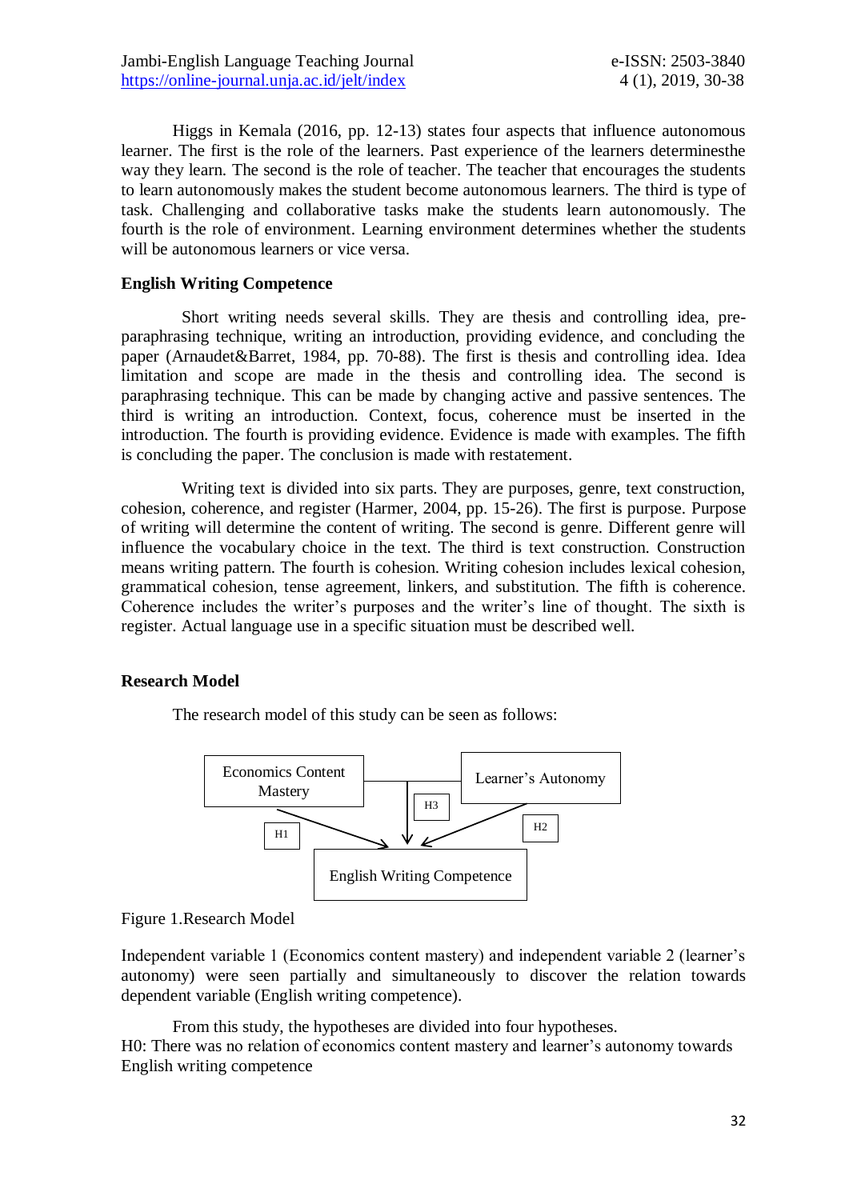Higgs in Kemala (2016, pp. 12-13) states four aspects that influence autonomous learner. The first is the role of the learners. Past experience of the learners determinesthe way they learn. The second is the role of teacher. The teacher that encourages the students to learn autonomously makes the student become autonomous learners. The third is type of task. Challenging and collaborative tasks make the students learn autonomously. The fourth is the role of environment. Learning environment determines whether the students will be autonomous learners or vice versa.

### English Writing Competence

Short writing needs several skills. They are thesis and controlling idea, pre-paraphrasing technique, writing an introduction, providing evidence, and concluding the paper (Arnaudet&Barret, 1984, pp. 70-88). The first is thesis and controlling idea. Idea limitation and scope are made in the thesis and controlling idea. The second is paraphrasing technique. This can be made by changing active and passive sentences. The third is writing an introduction. Context, focus, coherence must be inserted in the introduction. The fourth is providing evidence. Evidence is made with examples. The fifth is concluding the paper. The conclusion is made with restatement.

Writing text is divided into six parts. They are purposes, genre, text construction, cohesion, coherence, and register (Harmer, 2004, pp. 15-26). The first is purpose. Purpose of writing will determine the content of writing. The second is genre. Different genre will influence the vocabulary choice in the text. The third is text construction. Construction means writing pattern. The fourth is cohesion. Writing cohesion includes lexical cohesion, grammatical cohesion, tense agreement, linkers, and substitution. The fifth is coherence. Coherence includes the writer's purposes and the writer's line of thought. The sixth is register. Actual language use in a specific situation must be described well.

### Research Model

The research model of this study can be seen as follows:

Economics Content Mastery —H1→ English Writing Competence
Learner's Autonomy —H2→ English Writing Competence
Economics Content Mastery + Learner's Autonomy —H3→ English Writing Competence

Figure 1.Research Model

Independent variable 1 (Economics content mastery) and independent variable 2 (learner's autonomy) were seen partially and simultaneously to discover the relation towards dependent variable (English writing competence).

From this study, the hypotheses are divided into four hypotheses.
H0: There was no relation of economics content mastery and learner's autonomy towards English writing competence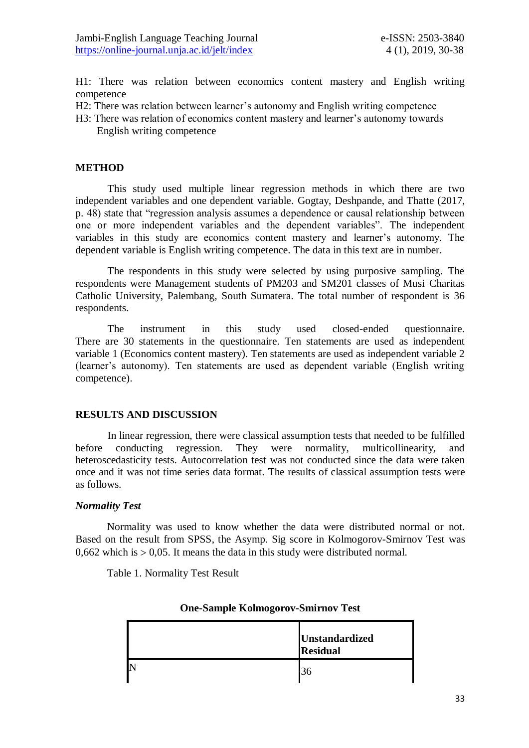H1: There was relation between economics content mastery and English writing competence

H2: There was relation between learner's autonomy and English writing competence

H3: There was relation of economics content mastery and learner's autonomy towards English writing competence

## METHOD

This study used multiple linear regression methods in which there are two independent variables and one dependent variable. Gogtay, Deshpande, and Thatte (2017, p. 48) state that "regression analysis assumes a dependence or causal relationship between one or more independent variables and the dependent variables". The independent variables in this study are economics content mastery and learner's autonomy. The dependent variable is English writing competence. The data in this text are in number.

The respondents in this study were selected by using purposive sampling. The respondents were Management students of PM203 and SM201 classes of Musi Charitas Catholic University, Palembang, South Sumatera. The total number of respondent is 36 respondents.

The instrument in this study used closed-ended questionnaire. There are 30 statements in the questionnaire. Ten statements are used as independent variable 1 (Economics content mastery). Ten statements are used as independent variable 2 (learner's autonomy). Ten statements are used as dependent variable (English writing competence).

## RESULTS AND DISCUSSION

In linear regression, there were classical assumption tests that needed to be fulfilled before conducting regression. They were normality, multicollinearity, and heteroscedasticity tests. Autocorrelation test was not conducted since the data were taken once and it was not time series data format. The results of classical assumption tests were as follows.

### *Normality Test*

Normality was used to know whether the data were distributed normal or not. Based on the result from SPSS, the Asymp. Sig score in Kolmogorov-Smirnov Test was 0,662 which is > 0,05. It means the data in this study were distributed normal.

Table 1. Normality Test Result

**One-Sample Kolmogorov-Smirnov Test**

| | **Unstandardized Residual** |
|---|---|
| N | 36 |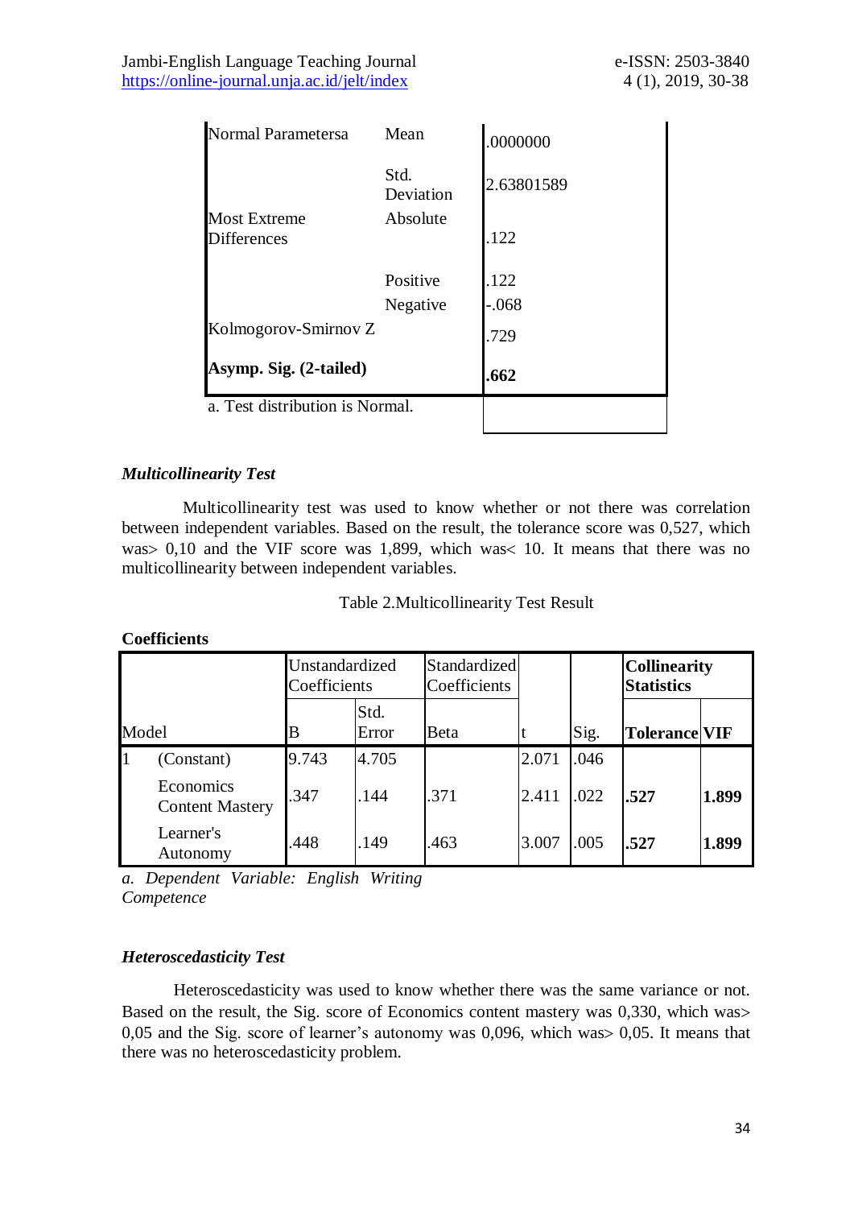| | | |
|---|---|---|
| Normal Parametersa | Mean | .0000000 |
| | Std. Deviation | 2.63801589 |
| Most Extreme Differences | Absolute | .122 |
| | Positive | .122 |
| | Negative | -.068 |
| Kolmogorov-Smirnov Z | | .729 |
| **Asymp. Sig. (2-tailed)** | | **.662** |

a. Test distribution is Normal.

### *Multicollinearity Test*

Multicollinearity test was used to know whether or not there was correlation between independent variables. Based on the result, the tolerance score was 0,527, which was> 0,10 and the VIF score was 1,899, which was< 10. It means that there was no multicollinearity between independent variables.

Table 2.Multicollinearity Test Result

**Coefficients**

| Model | | Unstandardized Coefficients | | Standardized Coefficients | t | Sig. | **Collinearity Statistics** | |
|---|---|---|---|---|---|---|---|---|
| | | B | Std. Error | Beta | | | **Tolerance** | **VIF** |
| 1 | (Constant) | 9.743 | 4.705 | | 2.071 | .046 | | |
| | Economics Content Mastery | .347 | .144 | .371 | 2.411 | .022 | **.527** | **1.899** |
| | Learner's Autonomy | .448 | .149 | .463 | 3.007 | .005 | **.527** | **1.899** |

*a. Dependent Variable: English Writing Competence*

### *Heteroscedasticity Test*

Heteroscedasticity was used to know whether there was the same variance or not. Based on the result, the Sig. score of Economics content mastery was 0,330, which was> 0,05 and the Sig. score of learner's autonomy was 0,096, which was> 0,05. It means that there was no heteroscedasticity problem.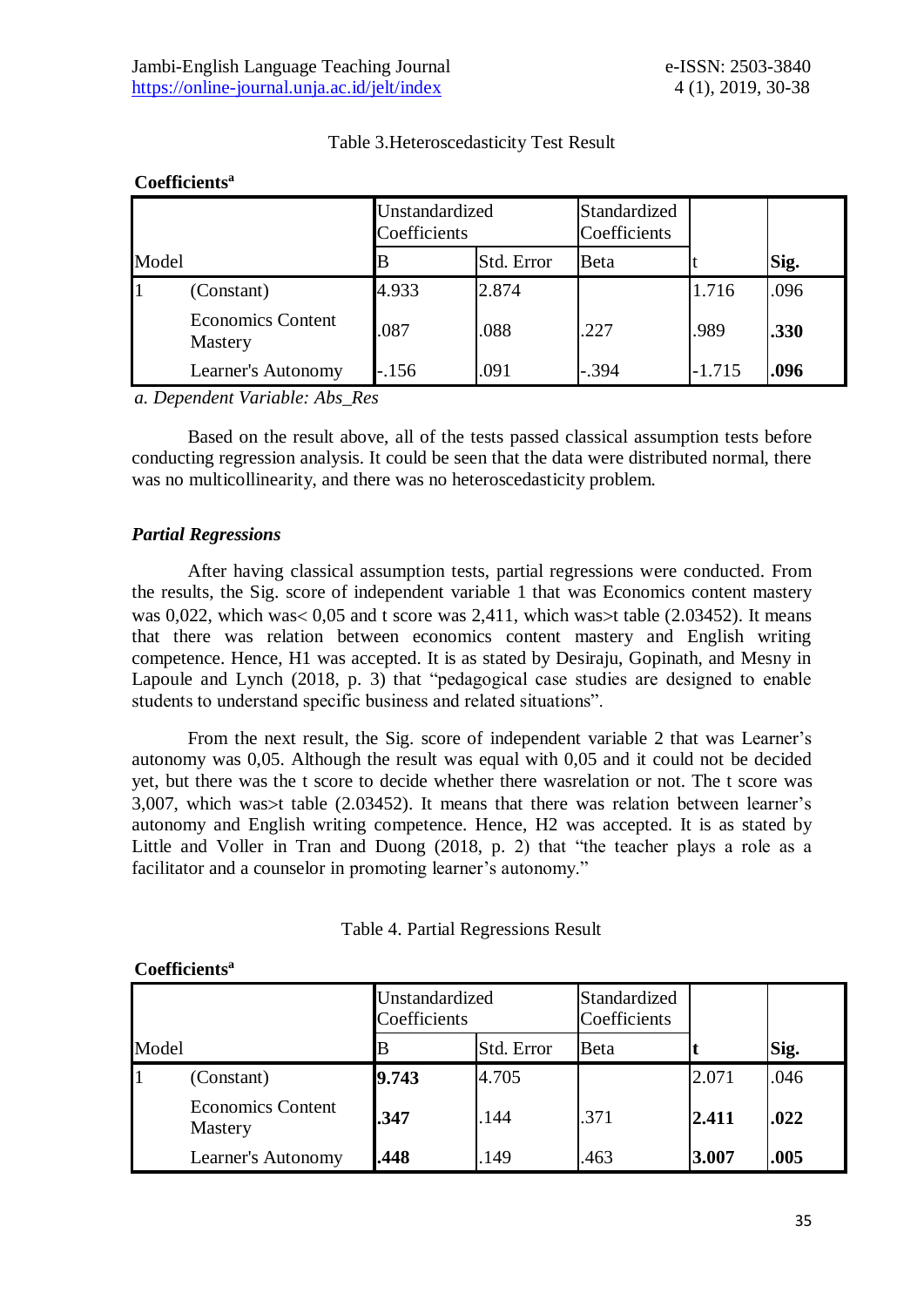Table 3.Heteroscedasticity Test Result

**Coefficients**[a]

| Model | | Unstandardized Coefficients | | Standardized Coefficients | | |
|---|---|---|---|---|---|---|
| | | B | Std. Error | Beta | t | **Sig.** |
| 1 | (Constant) | 4.933 | 2.874 | | 1.716 | .096 |
| | Economics Content Mastery | .087 | .088 | .227 | .989 | **.330** |
| | Learner's Autonomy | -.156 | .091 | -.394 | -1.715 | **.096** |

*a. Dependent Variable: Abs_Res*

Based on the result above, all of the tests passed classical assumption tests before conducting regression analysis. It could be seen that the data were distributed normal, there was no multicollinearity, and there was no heteroscedasticity problem.

### *Partial Regressions*

After having classical assumption tests, partial regressions were conducted. From the results, the Sig. score of independent variable 1 that was Economics content mastery was 0,022, which was< 0,05 and t score was 2,411, which was>t table (2.03452). It means that there was relation between economics content mastery and English writing competence. Hence, H1 was accepted. It is as stated by Desiraju, Gopinath, and Mesny in Lapoule and Lynch (2018, p. 3) that "pedagogical case studies are designed to enable students to understand specific business and related situations".

From the next result, the Sig. score of independent variable 2 that was Learner's autonomy was 0,05. Although the result was equal with 0,05 and it could not be decided yet, but there was the t score to decide whether there wasrelation or not. The t score was 3,007, which was>t table (2.03452). It means that there was relation between learner's autonomy and English writing competence. Hence, H2 was accepted. It is as stated by Little and Voller in Tran and Duong (2018, p. 2) that "the teacher plays a role as a facilitator and a counselor in promoting learner's autonomy."

Table 4. Partial Regressions Result

**Coefficients**[a]

| Model | | Unstandardized Coefficients | | Standardized Coefficients | | |
|---|---|---|---|---|---|---|
| | | B | Std. Error | Beta | **t** | **Sig.** |
| 1 | (Constant) | **9.743** | 4.705 | | 2.071 | .046 |
| | Economics Content Mastery | **.347** | .144 | .371 | **2.411** | **.022** |
| | Learner's Autonomy | **.448** | .149 | .463 | **3.007** | **.005** |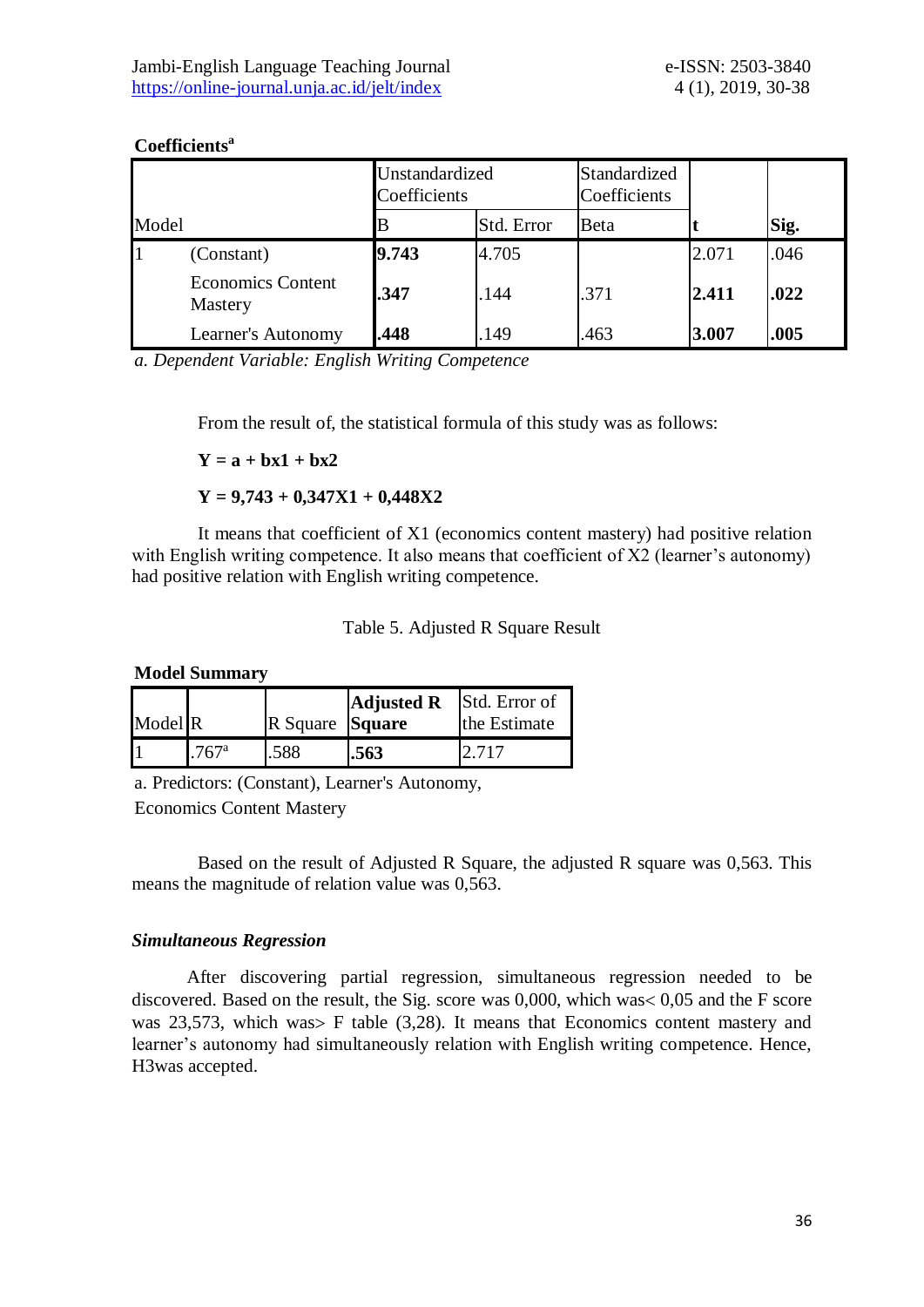**Coefficients[a]**

| Model | | Unstandardized Coefficients | | Standardized Coefficients | t | Sig. |
|---|---|---|---|---|---|---|
| | | B | Std. Error | Beta | | |
| 1 | (Constant) | **9.743** | 4.705 | | 2.071 | .046 |
| | Economics Content Mastery | **.347** | .144 | .371 | **2.411** | **.022** |
| | Learner's Autonomy | **.448** | .149 | .463 | **3.007** | **.005** |

*a. Dependent Variable: English Writing Competence*

From the result of, the statistical formula of this study was as follows:

$$\mathbf{Y = a + bx1 + bx2}$$

$$\mathbf{Y = 9{,}743 + 0{,}347X1 + 0{,}448X2}$$

It means that coefficient of X1 (economics content mastery) had positive relation with English writing competence. It also means that coefficient of X2 (learner's autonomy) had positive relation with English writing competence.

Table 5. Adjusted R Square Result

**Model Summary**

| Model | R | R Square | **Adjusted R Square** | Std. Error of the Estimate |
|---|---|---|---|---|
| 1 | .767[a] | .588 | **.563** | 2.717 |

a. Predictors: (Constant), Learner's Autonomy, Economics Content Mastery

Based on the result of Adjusted R Square, the adjusted R square was 0,563. This means the magnitude of relation value was 0,563.

***Simultaneous Regression***

After discovering partial regression, simultaneous regression needed to be discovered. Based on the result, the Sig. score was 0,000, which was< 0,05 and the F score was 23,573, which was> F table (3,28). It means that Economics content mastery and learner's autonomy had simultaneously relation with English writing competence. Hence, H3was accepted.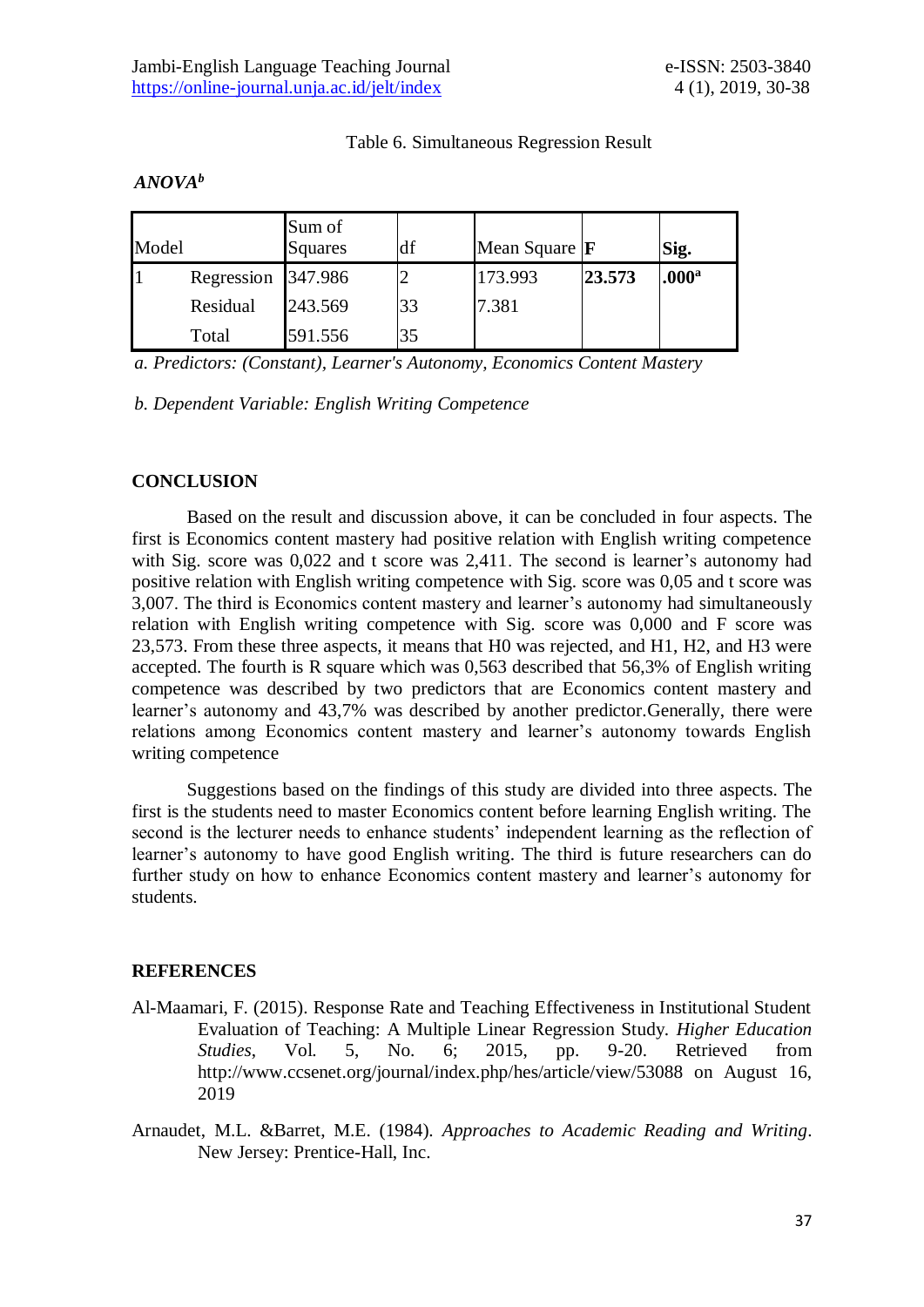Table 6. Simultaneous Regression Result

***ANOVA***[b]

| Model | | Sum of Squares | df | Mean Square | **F** | **Sig.** |
|---|---|---|---|---|---|---|
| 1 | Regression | 347.986 | 2 | 173.993 | **23.573** | **.000**[a] |
| | Residual | 243.569 | 33 | 7.381 | | |
| | Total | 591.556 | 35 | | | |

*a. Predictors: (Constant), Learner's Autonomy, Economics Content Mastery*

*b. Dependent Variable: English Writing Competence*

## CONCLUSION

Based on the result and discussion above, it can be concluded in four aspects. The first is Economics content mastery had positive relation with English writing competence with Sig. score was 0,022 and t score was 2,411. The second is learner's autonomy had positive relation with English writing competence with Sig. score was 0,05 and t score was 3,007. The third is Economics content mastery and learner's autonomy had simultaneously relation with English writing competence with Sig. score was 0,000 and F score was 23,573. From these three aspects, it means that H0 was rejected, and H1, H2, and H3 were accepted. The fourth is R square which was 0,563 described that 56,3% of English writing competence was described by two predictors that are Economics content mastery and learner's autonomy and 43,7% was described by another predictor.Generally, there were relations among Economics content mastery and learner's autonomy towards English writing competence

Suggestions based on the findings of this study are divided into three aspects. The first is the students need to master Economics content before learning English writing. The second is the lecturer needs to enhance students' independent learning as the reflection of learner's autonomy to have good English writing. The third is future researchers can do further study on how to enhance Economics content mastery and learner's autonomy for students.

## REFERENCES

Al-Maamari, F. (2015). Response Rate and Teaching Effectiveness in Institutional Student Evaluation of Teaching: A Multiple Linear Regression Study. *Higher Education Studies*, Vol. 5, No. 6; 2015, pp. 9-20. Retrieved from http://www.ccsenet.org/journal/index.php/hes/article/view/53088 on August 16, 2019

Arnaudet, M.L. &Barret, M.E. (1984). *Approaches to Academic Reading and Writing*. New Jersey: Prentice-Hall, Inc.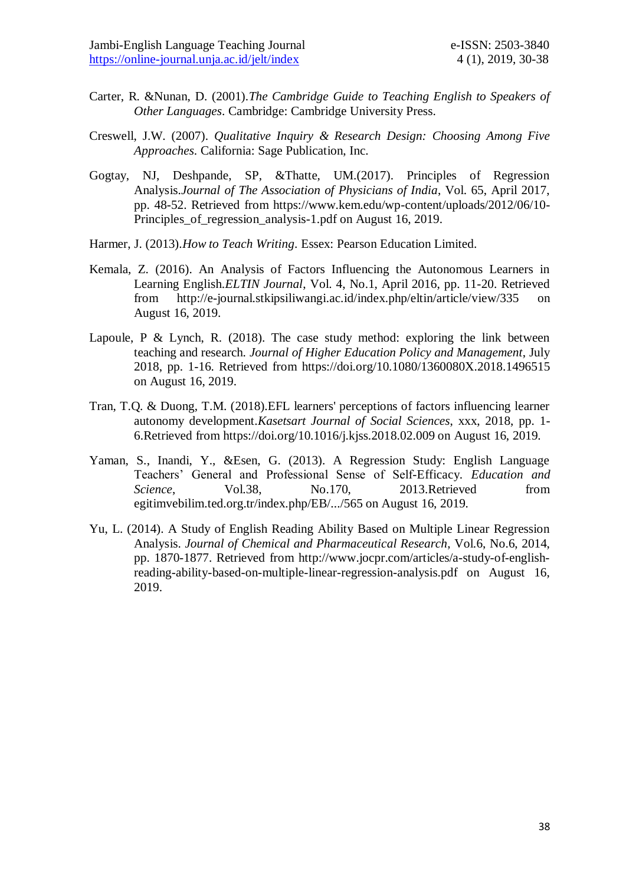Carter, R. &Nunan, D. (2001).*The Cambridge Guide to Teaching English to Speakers of Other Languages*. Cambridge: Cambridge University Press.

Creswell, J.W. (2007). *Qualitative Inquiry & Research Design: Choosing Among Five Approaches*. California: Sage Publication, Inc.

Gogtay, NJ, Deshpande, SP, &Thatte, UM.(2017). Principles of Regression Analysis.*Journal of The Association of Physicians of India*, Vol. 65, April 2017, pp. 48-52. Retrieved from https://www.kem.edu/wp-content/uploads/2012/06/10-Principles_of_regression_analysis-1.pdf on August 16, 2019.

Harmer, J. (2013).*How to Teach Writing*. Essex: Pearson Education Limited.

Kemala, Z. (2016). An Analysis of Factors Influencing the Autonomous Learners in Learning English.*ELTIN Journal*, Vol. 4, No.1, April 2016, pp. 11-20. Retrieved from http://e-journal.stkipsiliwangi.ac.id/index.php/eltin/article/view/335 on August 16, 2019.

Lapoule, P & Lynch, R. (2018). The case study method: exploring the link between teaching and research. *Journal of Higher Education Policy and Management*, July 2018, pp. 1-16. Retrieved from https://doi.org/10.1080/1360080X.2018.1496515 on August 16, 2019.

Tran, T.Q. & Duong, T.M. (2018).EFL learners' perceptions of factors influencing learner autonomy development.*Kasetsart Journal of Social Sciences*, xxx, 2018, pp. 1-6.Retrieved from https://doi.org/10.1016/j.kjss.2018.02.009 on August 16, 2019.

Yaman, S., Inandi, Y., &Esen, G. (2013). A Regression Study: English Language Teachers' General and Professional Sense of Self-Efficacy. *Education and Science*, Vol.38, No.170, 2013.Retrieved from egitimvebilim.ted.org.tr/index.php/EB/.../565 on August 16, 2019.

Yu, L. (2014). A Study of English Reading Ability Based on Multiple Linear Regression Analysis. *Journal of Chemical and Pharmaceutical Research*, Vol.6, No.6, 2014, pp. 1870-1877. Retrieved from http://www.jocpr.com/articles/a-study-of-english-reading-ability-based-on-multiple-linear-regression-analysis.pdf on August 16, 2019.